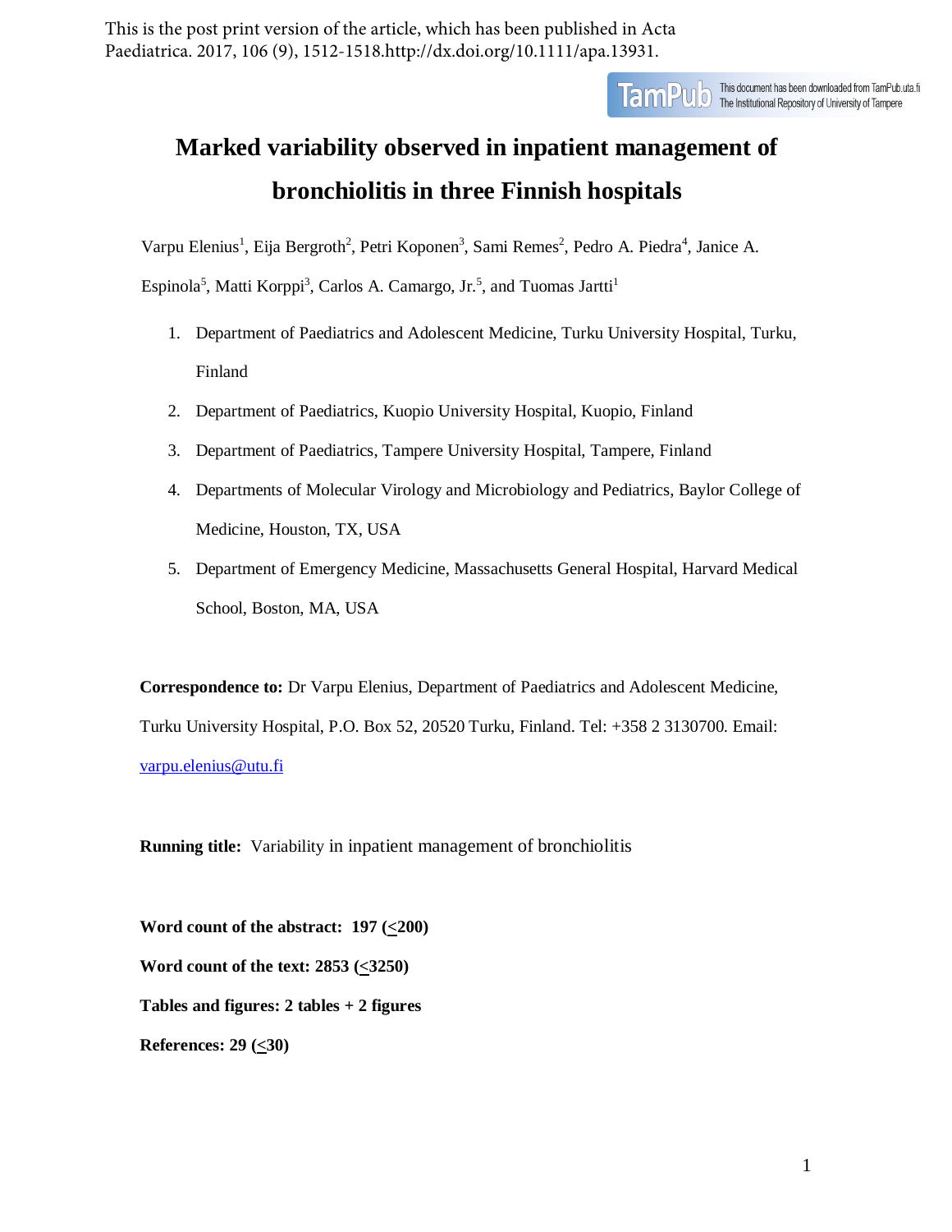This is the post print version of the article, which has been published in Acta Paediatrica. 2017, 106 (9), 1512-1518.http://dx.doi.org/10.1111/apa.13931.

This document has been downloaded from TamPub.uta.fi The Institutional Repository of University of Tampere

# Marked variability observed in inpatient management of bronchiolitis in three Finnish hospitals

Varpu Elenius[1], Eija Bergroth[2], Petri Koponen[3], Sami Remes[2], Pedro A. Piedra[4], Janice A. Espinola[5], Matti Korppi[3], Carlos A. Camargo, Jr.[5], and Tuomas Jartti[1]

1. Department of Paediatrics and Adolescent Medicine, Turku University Hospital, Turku, Finland
2. Department of Paediatrics, Kuopio University Hospital, Kuopio, Finland
3. Department of Paediatrics, Tampere University Hospital, Tampere, Finland
4. Departments of Molecular Virology and Microbiology and Pediatrics, Baylor College of Medicine, Houston, TX, USA
5. Department of Emergency Medicine, Massachusetts General Hospital, Harvard Medical School, Boston, MA, USA

**Correspondence to:** Dr Varpu Elenius, Department of Paediatrics and Adolescent Medicine, Turku University Hospital, P.O. Box 52, 20520 Turku, Finland. Tel: +358 2 3130700. Email: varpu.elenius@utu.fi

**Running title:** Variability in inpatient management of bronchiolitis

**Word count of the abstract: 197 (≤200)**

**Word count of the text: 2853 (≤3250)**

**Tables and figures: 2 tables + 2 figures**

**References: 29 (≤30)**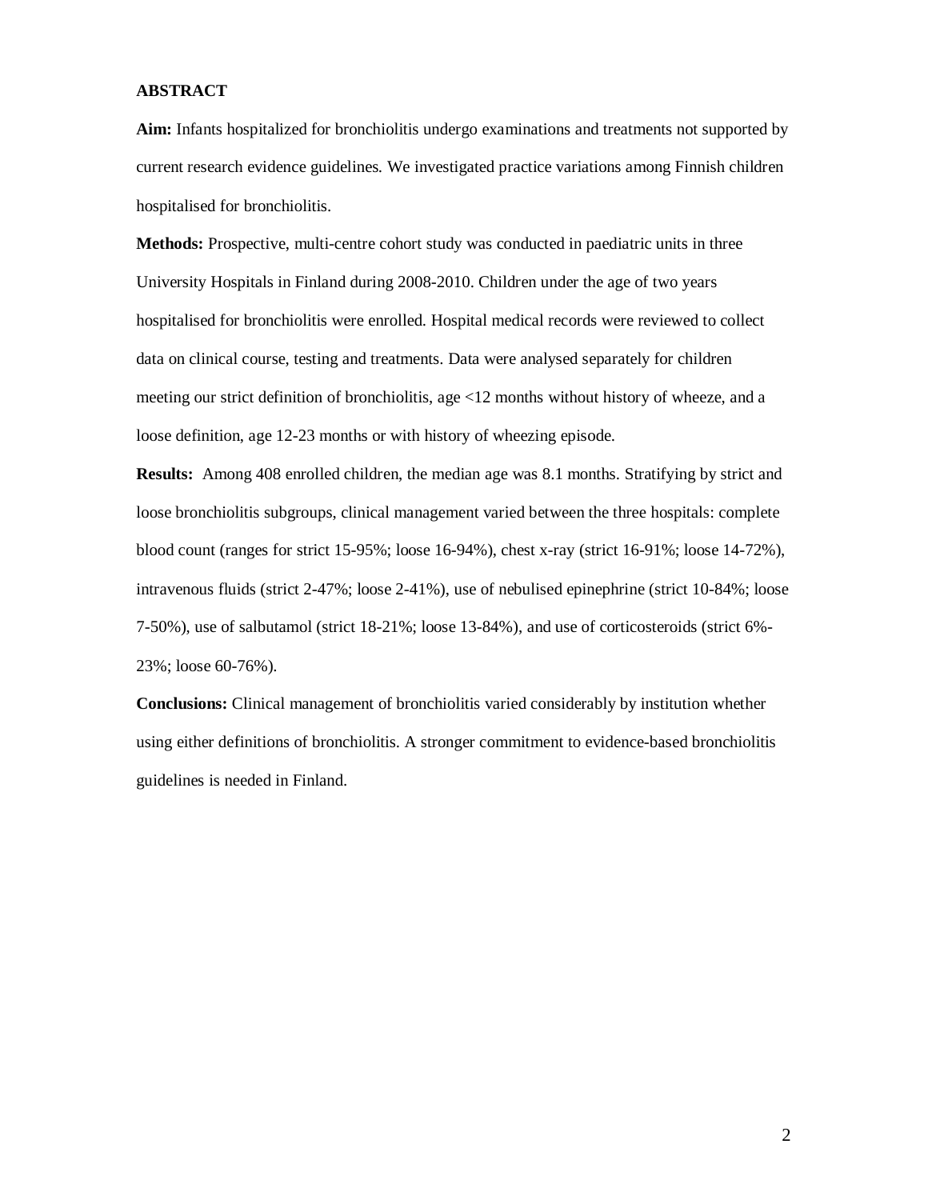## ABSTRACT

**Aim:** Infants hospitalized for bronchiolitis undergo examinations and treatments not supported by current research evidence guidelines. We investigated practice variations among Finnish children hospitalised for bronchiolitis.

**Methods:** Prospective, multi-centre cohort study was conducted in paediatric units in three University Hospitals in Finland during 2008-2010. Children under the age of two years hospitalised for bronchiolitis were enrolled. Hospital medical records were reviewed to collect data on clinical course, testing and treatments. Data were analysed separately for children meeting our strict definition of bronchiolitis, age <12 months without history of wheeze, and a loose definition, age 12-23 months or with history of wheezing episode.

**Results:** Among 408 enrolled children, the median age was 8.1 months. Stratifying by strict and loose bronchiolitis subgroups, clinical management varied between the three hospitals: complete blood count (ranges for strict 15-95%; loose 16-94%), chest x-ray (strict 16-91%; loose 14-72%), intravenous fluids (strict 2-47%; loose 2-41%), use of nebulised epinephrine (strict 10-84%; loose 7-50%), use of salbutamol (strict 18-21%; loose 13-84%), and use of corticosteroids (strict 6%-23%; loose 60-76%).

**Conclusions:** Clinical management of bronchiolitis varied considerably by institution whether using either definitions of bronchiolitis. A stronger commitment to evidence-based bronchiolitis guidelines is needed in Finland.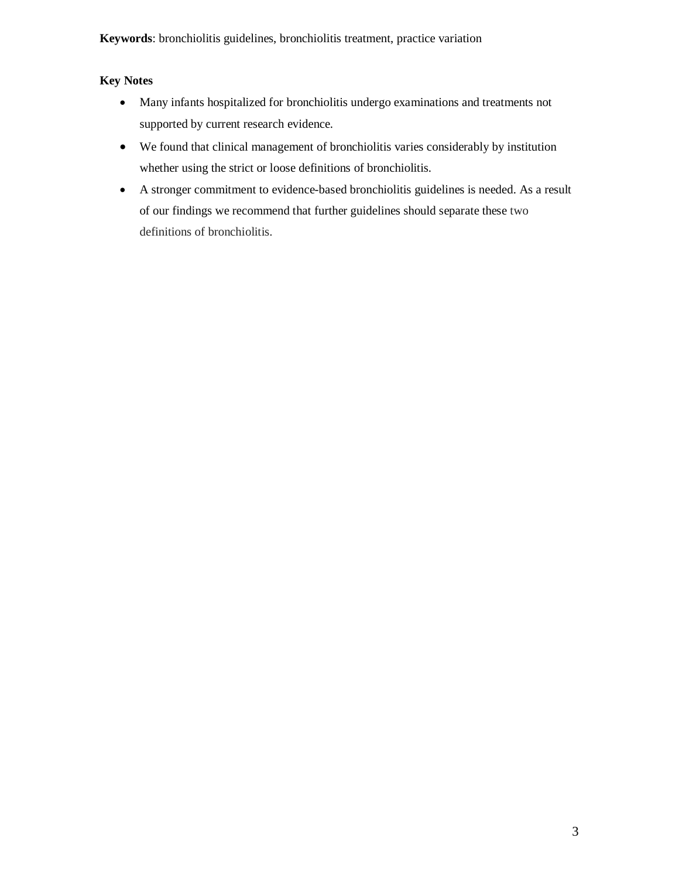**Keywords**: bronchiolitis guidelines, bronchiolitis treatment, practice variation

**Key Notes**

- Many infants hospitalized for bronchiolitis undergo examinations and treatments not supported by current research evidence.
- We found that clinical management of bronchiolitis varies considerably by institution whether using the strict or loose definitions of bronchiolitis.
- A stronger commitment to evidence-based bronchiolitis guidelines is needed. As a result of our findings we recommend that further guidelines should separate these two definitions of bronchiolitis.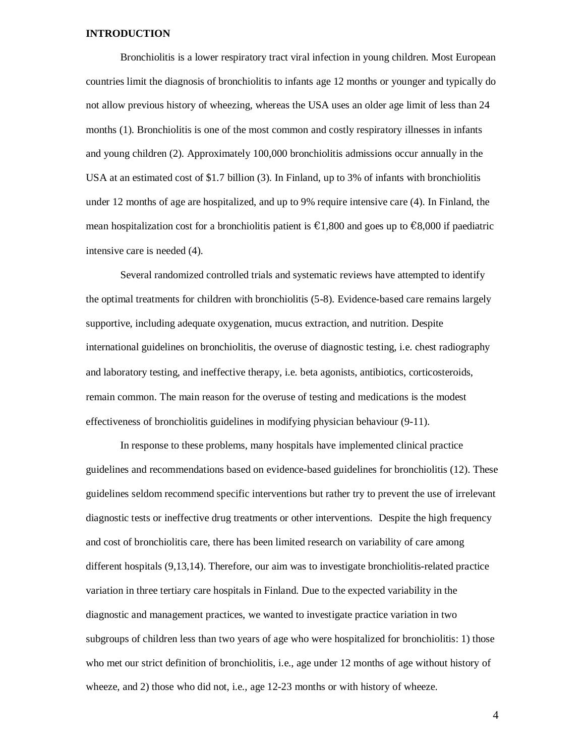# INTRODUCTION

Bronchiolitis is a lower respiratory tract viral infection in young children. Most European countries limit the diagnosis of bronchiolitis to infants age 12 months or younger and typically do not allow previous history of wheezing, whereas the USA uses an older age limit of less than 24 months (1). Bronchiolitis is one of the most common and costly respiratory illnesses in infants and young children (2). Approximately 100,000 bronchiolitis admissions occur annually in the USA at an estimated cost of $1.7 billion (3). In Finland, up to 3% of infants with bronchiolitis under 12 months of age are hospitalized, and up to 9% require intensive care (4). In Finland, the mean hospitalization cost for a bronchiolitis patient is €1,800 and goes up to €8,000 if paediatric intensive care is needed (4).

Several randomized controlled trials and systematic reviews have attempted to identify the optimal treatments for children with bronchiolitis (5-8). Evidence-based care remains largely supportive, including adequate oxygenation, mucus extraction, and nutrition. Despite international guidelines on bronchiolitis, the overuse of diagnostic testing, i.e. chest radiography and laboratory testing, and ineffective therapy, i.e. beta agonists, antibiotics, corticosteroids, remain common. The main reason for the overuse of testing and medications is the modest effectiveness of bronchiolitis guidelines in modifying physician behaviour (9-11).

In response to these problems, many hospitals have implemented clinical practice guidelines and recommendations based on evidence-based guidelines for bronchiolitis (12). These guidelines seldom recommend specific interventions but rather try to prevent the use of irrelevant diagnostic tests or ineffective drug treatments or other interventions. Despite the high frequency and cost of bronchiolitis care, there has been limited research on variability of care among different hospitals (9,13,14). Therefore, our aim was to investigate bronchiolitis-related practice variation in three tertiary care hospitals in Finland. Due to the expected variability in the diagnostic and management practices, we wanted to investigate practice variation in two subgroups of children less than two years of age who were hospitalized for bronchiolitis: 1) those who met our strict definition of bronchiolitis, i.e., age under 12 months of age without history of wheeze, and 2) those who did not, i.e., age 12-23 months or with history of wheeze.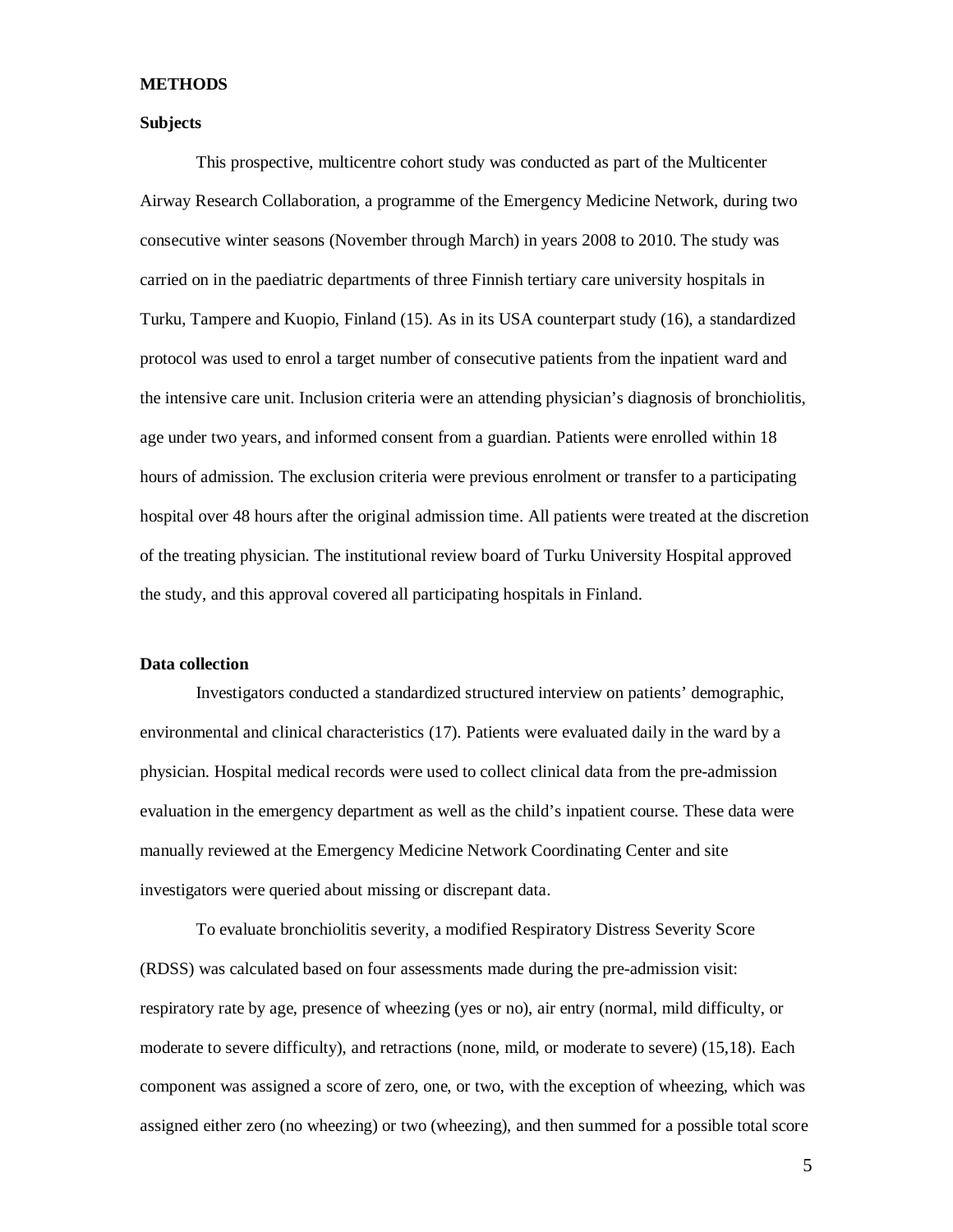## METHODS

### Subjects

This prospective, multicentre cohort study was conducted as part of the Multicenter Airway Research Collaboration, a programme of the Emergency Medicine Network, during two consecutive winter seasons (November through March) in years 2008 to 2010. The study was carried on in the paediatric departments of three Finnish tertiary care university hospitals in Turku, Tampere and Kuopio, Finland (15). As in its USA counterpart study (16), a standardized protocol was used to enrol a target number of consecutive patients from the inpatient ward and the intensive care unit. Inclusion criteria were an attending physician's diagnosis of bronchiolitis, age under two years, and informed consent from a guardian. Patients were enrolled within 18 hours of admission. The exclusion criteria were previous enrolment or transfer to a participating hospital over 48 hours after the original admission time. All patients were treated at the discretion of the treating physician. The institutional review board of Turku University Hospital approved the study, and this approval covered all participating hospitals in Finland.

### Data collection

Investigators conducted a standardized structured interview on patients' demographic, environmental and clinical characteristics (17). Patients were evaluated daily in the ward by a physician. Hospital medical records were used to collect clinical data from the pre-admission evaluation in the emergency department as well as the child's inpatient course. These data were manually reviewed at the Emergency Medicine Network Coordinating Center and site investigators were queried about missing or discrepant data.

To evaluate bronchiolitis severity, a modified Respiratory Distress Severity Score (RDSS) was calculated based on four assessments made during the pre-admission visit: respiratory rate by age, presence of wheezing (yes or no), air entry (normal, mild difficulty, or moderate to severe difficulty), and retractions (none, mild, or moderate to severe) (15,18). Each component was assigned a score of zero, one, or two, with the exception of wheezing, which was assigned either zero (no wheezing) or two (wheezing), and then summed for a possible total score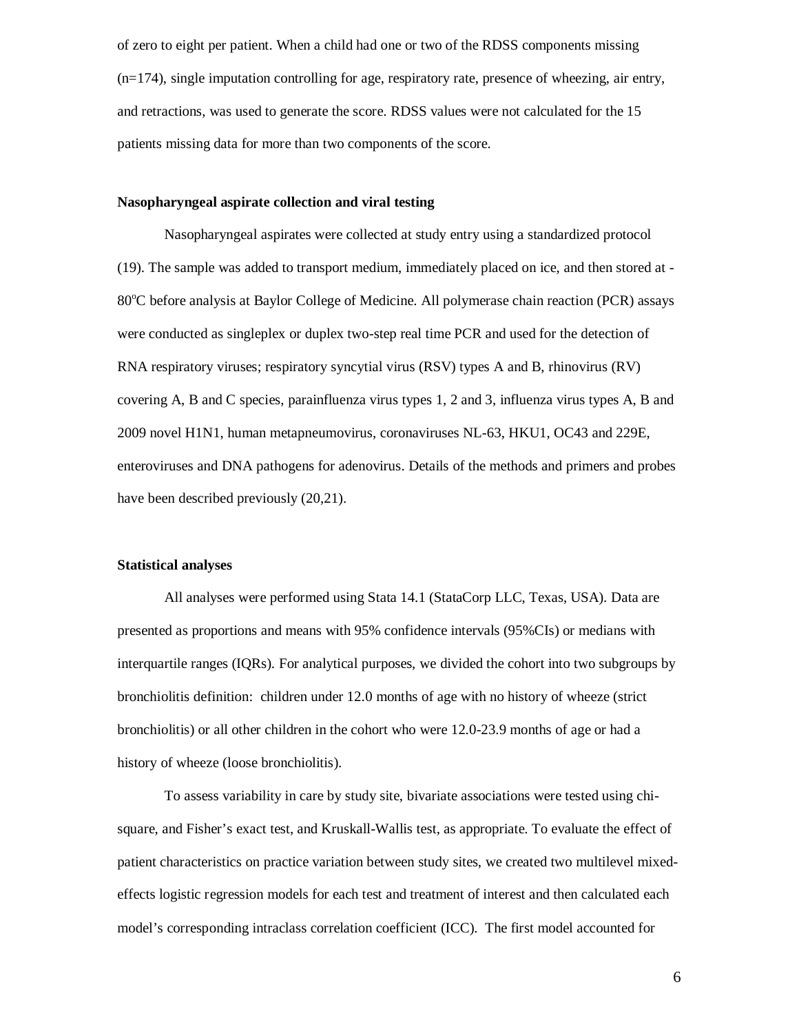of zero to eight per patient. When a child had one or two of the RDSS components missing (n=174), single imputation controlling for age, respiratory rate, presence of wheezing, air entry, and retractions, was used to generate the score. RDSS values were not calculated for the 15 patients missing data for more than two components of the score.

**Nasopharyngeal aspirate collection and viral testing**

Nasopharyngeal aspirates were collected at study entry using a standardized protocol (19). The sample was added to transport medium, immediately placed on ice, and then stored at -80°C before analysis at Baylor College of Medicine. All polymerase chain reaction (PCR) assays were conducted as singleplex or duplex two-step real time PCR and used for the detection of RNA respiratory viruses; respiratory syncytial virus (RSV) types A and B, rhinovirus (RV) covering A, B and C species, parainfluenza virus types 1, 2 and 3, influenza virus types A, B and 2009 novel H1N1, human metapneumovirus, coronaviruses NL-63, HKU1, OC43 and 229E, enteroviruses and DNA pathogens for adenovirus. Details of the methods and primers and probes have been described previously (20,21).

**Statistical analyses**

All analyses were performed using Stata 14.1 (StataCorp LLC, Texas, USA). Data are presented as proportions and means with 95% confidence intervals (95%CIs) or medians with interquartile ranges (IQRs). For analytical purposes, we divided the cohort into two subgroups by bronchiolitis definition: children under 12.0 months of age with no history of wheeze (strict bronchiolitis) or all other children in the cohort who were 12.0-23.9 months of age or had a history of wheeze (loose bronchiolitis).

To assess variability in care by study site, bivariate associations were tested using chi-square, and Fisher's exact test, and Kruskall-Wallis test, as appropriate. To evaluate the effect of patient characteristics on practice variation between study sites, we created two multilevel mixed-effects logistic regression models for each test and treatment of interest and then calculated each model's corresponding intraclass correlation coefficient (ICC). The first model accounted for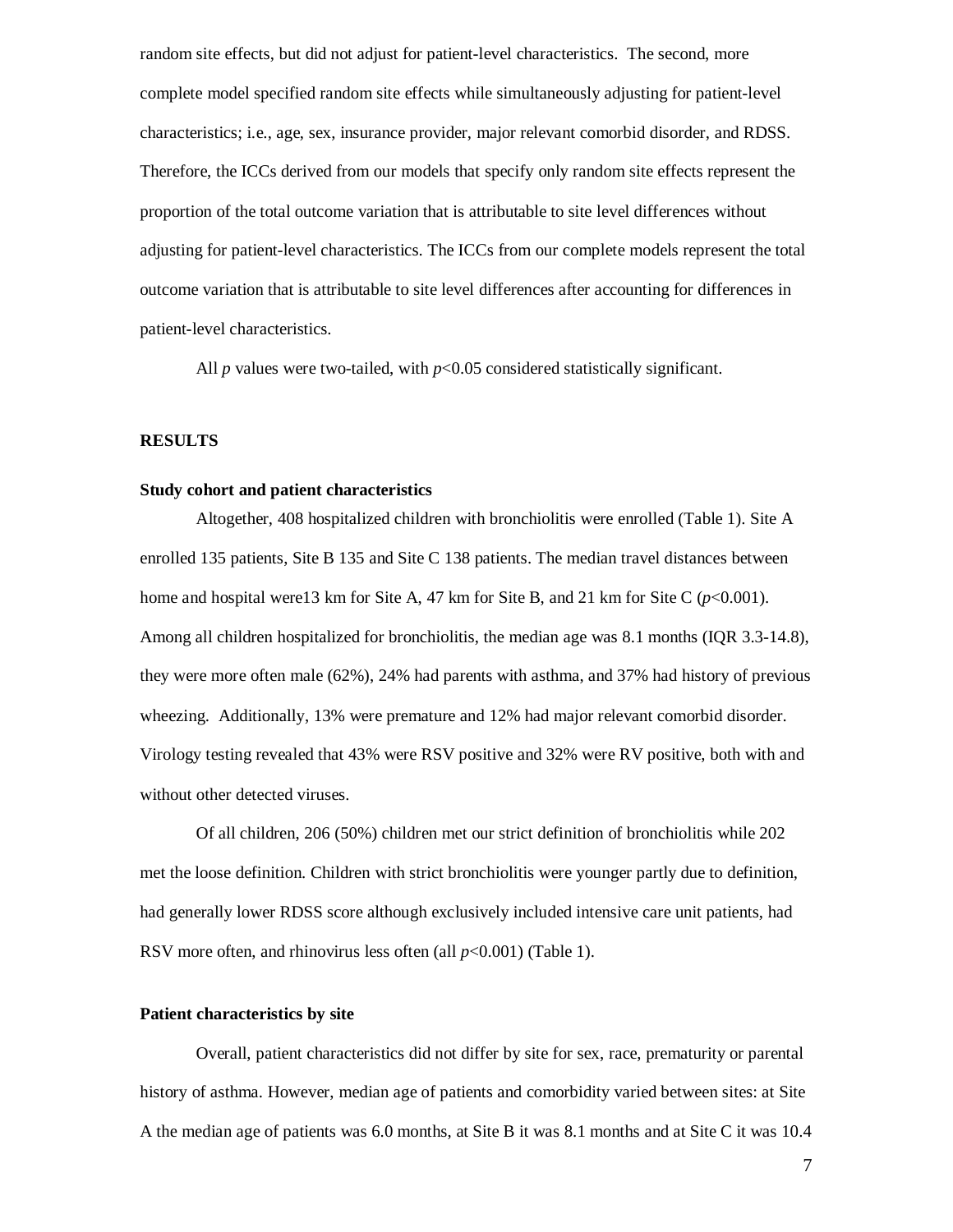random site effects, but did not adjust for patient-level characteristics. The second, more complete model specified random site effects while simultaneously adjusting for patient-level characteristics; i.e., age, sex, insurance provider, major relevant comorbid disorder, and RDSS. Therefore, the ICCs derived from our models that specify only random site effects represent the proportion of the total outcome variation that is attributable to site level differences without adjusting for patient-level characteristics. The ICCs from our complete models represent the total outcome variation that is attributable to site level differences after accounting for differences in patient-level characteristics.

All $p$ values were two-tailed, with $p<0.05$ considered statistically significant.

## RESULTS

### Study cohort and patient characteristics

Altogether, 408 hospitalized children with bronchiolitis were enrolled (Table 1). Site A enrolled 135 patients, Site B 135 and Site C 138 patients. The median travel distances between home and hospital were13 km for Site A, 47 km for Site B, and 21 km for Site C ($p<0.001$). Among all children hospitalized for bronchiolitis, the median age was 8.1 months (IQR 3.3-14.8), they were more often male (62%), 24% had parents with asthma, and 37% had history of previous wheezing. Additionally, 13% were premature and 12% had major relevant comorbid disorder. Virology testing revealed that 43% were RSV positive and 32% were RV positive, both with and without other detected viruses.

Of all children, 206 (50%) children met our strict definition of bronchiolitis while 202 met the loose definition. Children with strict bronchiolitis were younger partly due to definition, had generally lower RDSS score although exclusively included intensive care unit patients, had RSV more often, and rhinovirus less often (all $p<0.001$) (Table 1).

### Patient characteristics by site

Overall, patient characteristics did not differ by site for sex, race, prematurity or parental history of asthma. However, median age of patients and comorbidity varied between sites: at Site A the median age of patients was 6.0 months, at Site B it was 8.1 months and at Site C it was 10.4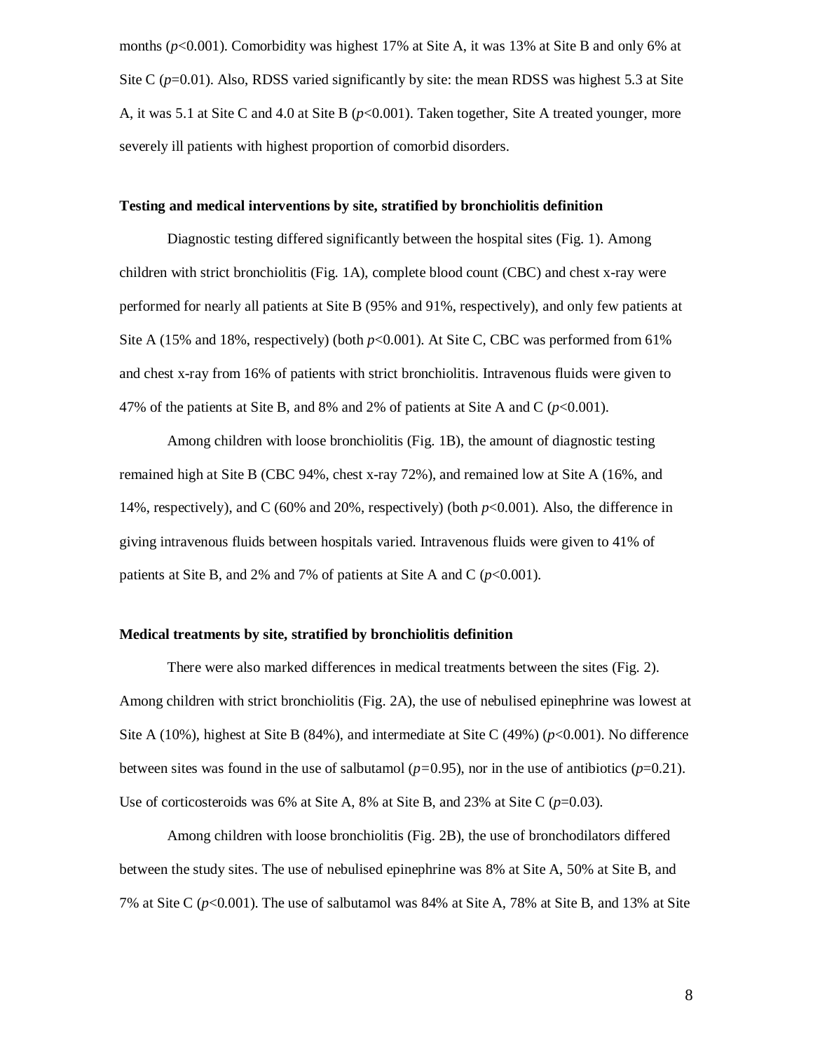months (*p*<0.001). Comorbidity was highest 17% at Site A, it was 13% at Site B and only 6% at Site C (*p*=0.01). Also, RDSS varied significantly by site: the mean RDSS was highest 5.3 at Site A, it was 5.1 at Site C and 4.0 at Site B (*p*<0.001). Taken together, Site A treated younger, more severely ill patients with highest proportion of comorbid disorders.

**Testing and medical interventions by site, stratified by bronchiolitis definition**

Diagnostic testing differed significantly between the hospital sites (Fig. 1). Among children with strict bronchiolitis (Fig. 1A), complete blood count (CBC) and chest x-ray were performed for nearly all patients at Site B (95% and 91%, respectively), and only few patients at Site A (15% and 18%, respectively) (both *p*<0.001). At Site C, CBC was performed from 61% and chest x-ray from 16% of patients with strict bronchiolitis. Intravenous fluids were given to 47% of the patients at Site B, and 8% and 2% of patients at Site A and C (*p*<0.001).

Among children with loose bronchiolitis (Fig. 1B), the amount of diagnostic testing remained high at Site B (CBC 94%, chest x-ray 72%), and remained low at Site A (16%, and 14%, respectively), and C (60% and 20%, respectively) (both *p*<0.001). Also, the difference in giving intravenous fluids between hospitals varied. Intravenous fluids were given to 41% of patients at Site B, and 2% and 7% of patients at Site A and C (*p*<0.001).

**Medical treatments by site, stratified by bronchiolitis definition**

There were also marked differences in medical treatments between the sites (Fig. 2). Among children with strict bronchiolitis (Fig. 2A), the use of nebulised epinephrine was lowest at Site A (10%), highest at Site B (84%), and intermediate at Site C (49%) (*p*<0.001). No difference between sites was found in the use of salbutamol (*p*=0.95), nor in the use of antibiotics (*p*=0.21). Use of corticosteroids was 6% at Site A, 8% at Site B, and 23% at Site C (*p*=0.03).

Among children with loose bronchiolitis (Fig. 2B), the use of bronchodilators differed between the study sites. The use of nebulised epinephrine was 8% at Site A, 50% at Site B, and 7% at Site C (*p*<0.001). The use of salbutamol was 84% at Site A, 78% at Site B, and 13% at Site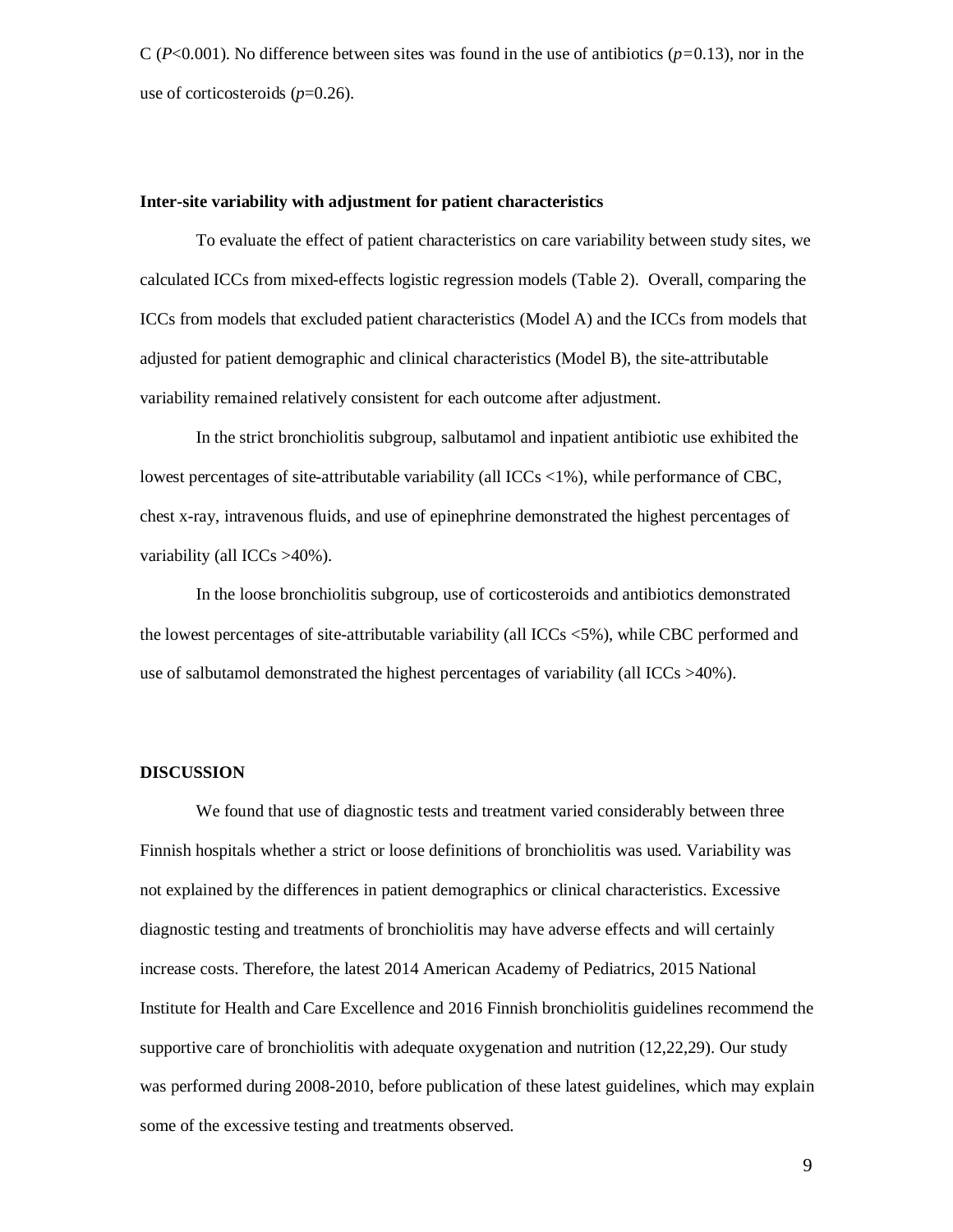C ($P$<0.001). No difference between sites was found in the use of antibiotics ($p$=0.13), nor in the use of corticosteroids ($p$=0.26).

**Inter-site variability with adjustment for patient characteristics**

To evaluate the effect of patient characteristics on care variability between study sites, we calculated ICCs from mixed-effects logistic regression models (Table 2). Overall, comparing the ICCs from models that excluded patient characteristics (Model A) and the ICCs from models that adjusted for patient demographic and clinical characteristics (Model B), the site-attributable variability remained relatively consistent for each outcome after adjustment.

In the strict bronchiolitis subgroup, salbutamol and inpatient antibiotic use exhibited the lowest percentages of site-attributable variability (all ICCs <1%), while performance of CBC, chest x-ray, intravenous fluids, and use of epinephrine demonstrated the highest percentages of variability (all ICCs >40%).

In the loose bronchiolitis subgroup, use of corticosteroids and antibiotics demonstrated the lowest percentages of site-attributable variability (all ICCs <5%), while CBC performed and use of salbutamol demonstrated the highest percentages of variability (all ICCs >40%).

**DISCUSSION**

We found that use of diagnostic tests and treatment varied considerably between three Finnish hospitals whether a strict or loose definitions of bronchiolitis was used. Variability was not explained by the differences in patient demographics or clinical characteristics. Excessive diagnostic testing and treatments of bronchiolitis may have adverse effects and will certainly increase costs. Therefore, the latest 2014 American Academy of Pediatrics, 2015 National Institute for Health and Care Excellence and 2016 Finnish bronchiolitis guidelines recommend the supportive care of bronchiolitis with adequate oxygenation and nutrition (12,22,29). Our study was performed during 2008-2010, before publication of these latest guidelines, which may explain some of the excessive testing and treatments observed.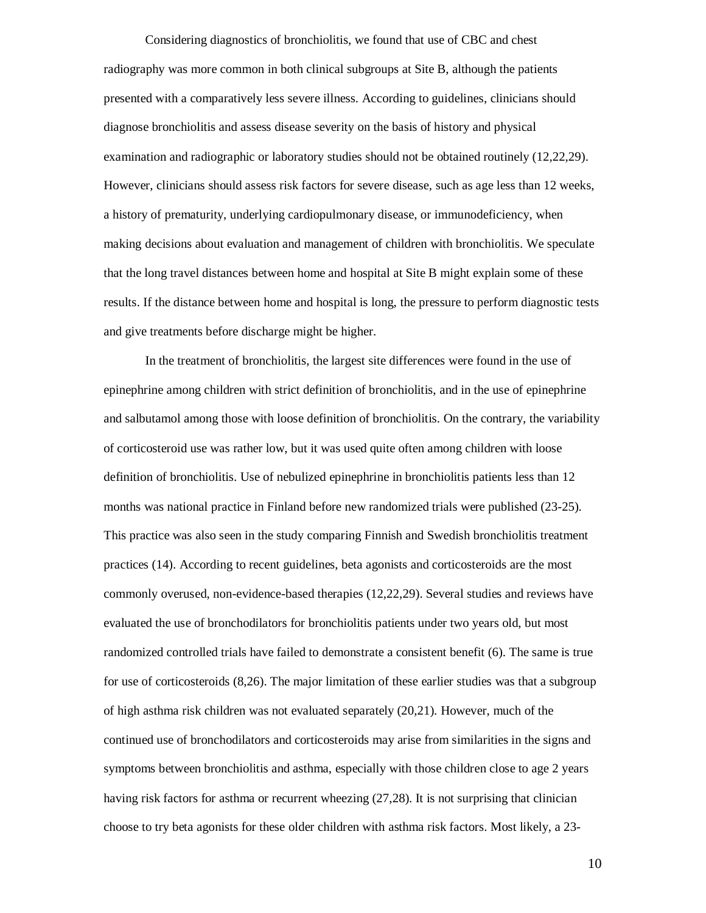Considering diagnostics of bronchiolitis, we found that use of CBC and chest radiography was more common in both clinical subgroups at Site B, although the patients presented with a comparatively less severe illness. According to guidelines, clinicians should diagnose bronchiolitis and assess disease severity on the basis of history and physical examination and radiographic or laboratory studies should not be obtained routinely (12,22,29). However, clinicians should assess risk factors for severe disease, such as age less than 12 weeks, a history of prematurity, underlying cardiopulmonary disease, or immunodeficiency, when making decisions about evaluation and management of children with bronchiolitis. We speculate that the long travel distances between home and hospital at Site B might explain some of these results. If the distance between home and hospital is long, the pressure to perform diagnostic tests and give treatments before discharge might be higher.

In the treatment of bronchiolitis, the largest site differences were found in the use of epinephrine among children with strict definition of bronchiolitis, and in the use of epinephrine and salbutamol among those with loose definition of bronchiolitis. On the contrary, the variability of corticosteroid use was rather low, but it was used quite often among children with loose definition of bronchiolitis. Use of nebulized epinephrine in bronchiolitis patients less than 12 months was national practice in Finland before new randomized trials were published (23-25). This practice was also seen in the study comparing Finnish and Swedish bronchiolitis treatment practices (14). According to recent guidelines, beta agonists and corticosteroids are the most commonly overused, non-evidence-based therapies (12,22,29). Several studies and reviews have evaluated the use of bronchodilators for bronchiolitis patients under two years old, but most randomized controlled trials have failed to demonstrate a consistent benefit (6). The same is true for use of corticosteroids (8,26). The major limitation of these earlier studies was that a subgroup of high asthma risk children was not evaluated separately (20,21). However, much of the continued use of bronchodilators and corticosteroids may arise from similarities in the signs and symptoms between bronchiolitis and asthma, especially with those children close to age 2 years having risk factors for asthma or recurrent wheezing (27,28). It is not surprising that clinician choose to try beta agonists for these older children with asthma risk factors. Most likely, a 23-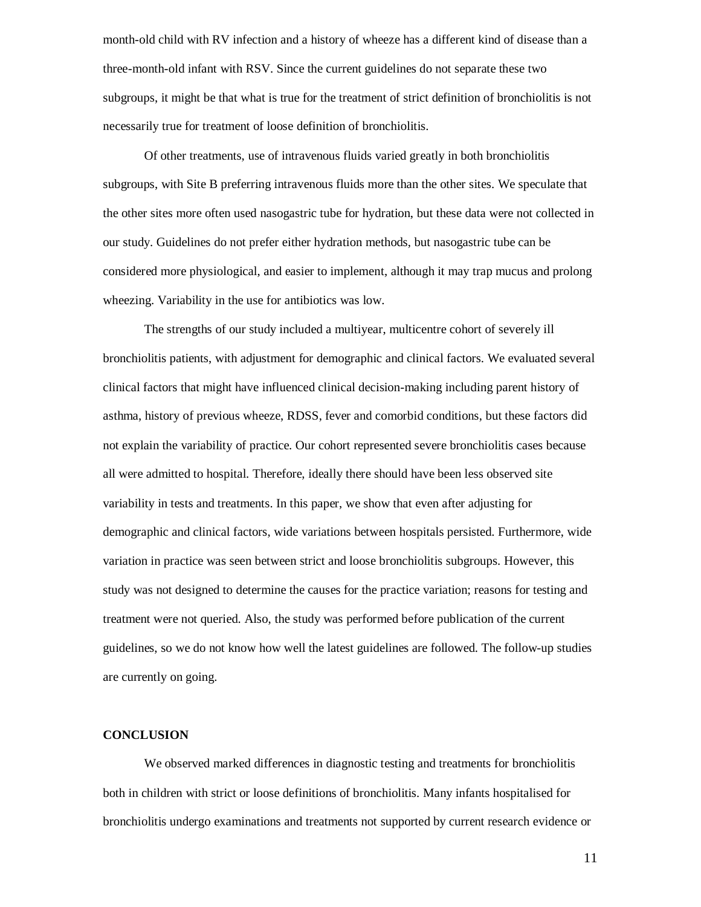month-old child with RV infection and a history of wheeze has a different kind of disease than a three-month-old infant with RSV. Since the current guidelines do not separate these two subgroups, it might be that what is true for the treatment of strict definition of bronchiolitis is not necessarily true for treatment of loose definition of bronchiolitis.

Of other treatments, use of intravenous fluids varied greatly in both bronchiolitis subgroups, with Site B preferring intravenous fluids more than the other sites. We speculate that the other sites more often used nasogastric tube for hydration, but these data were not collected in our study. Guidelines do not prefer either hydration methods, but nasogastric tube can be considered more physiological, and easier to implement, although it may trap mucus and prolong wheezing. Variability in the use for antibiotics was low.

The strengths of our study included a multiyear, multicentre cohort of severely ill bronchiolitis patients, with adjustment for demographic and clinical factors. We evaluated several clinical factors that might have influenced clinical decision-making including parent history of asthma, history of previous wheeze, RDSS, fever and comorbid conditions, but these factors did not explain the variability of practice. Our cohort represented severe bronchiolitis cases because all were admitted to hospital. Therefore, ideally there should have been less observed site variability in tests and treatments. In this paper, we show that even after adjusting for demographic and clinical factors, wide variations between hospitals persisted. Furthermore, wide variation in practice was seen between strict and loose bronchiolitis subgroups. However, this study was not designed to determine the causes for the practice variation; reasons for testing and treatment were not queried. Also, the study was performed before publication of the current guidelines, so we do not know how well the latest guidelines are followed. The follow-up studies are currently on going.

## CONCLUSION

We observed marked differences in diagnostic testing and treatments for bronchiolitis both in children with strict or loose definitions of bronchiolitis. Many infants hospitalised for bronchiolitis undergo examinations and treatments not supported by current research evidence or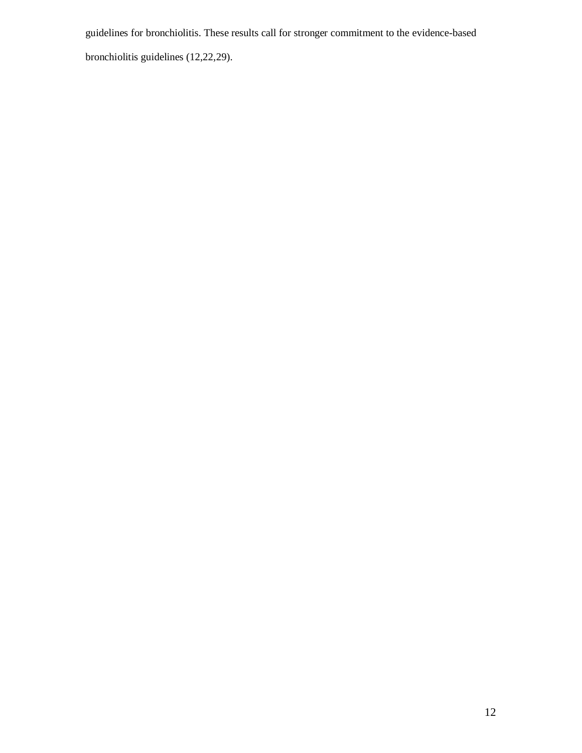guidelines for bronchiolitis. These results call for stronger commitment to the evidence-based bronchiolitis guidelines (12,22,29).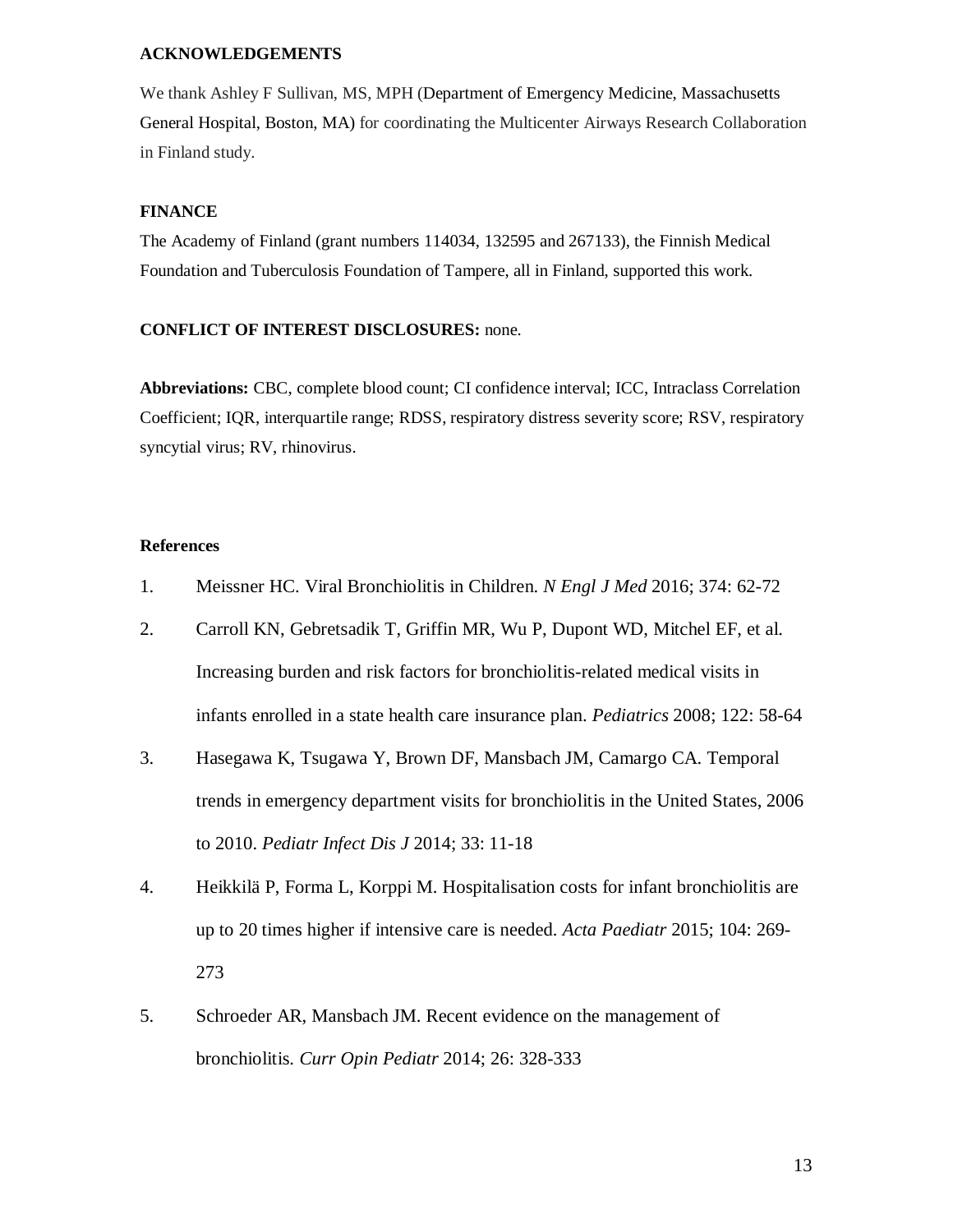## ACKNOWLEDGEMENTS

We thank Ashley F Sullivan, MS, MPH (Department of Emergency Medicine, Massachusetts General Hospital, Boston, MA) for coordinating the Multicenter Airways Research Collaboration in Finland study.

## FINANCE

The Academy of Finland (grant numbers 114034, 132595 and 267133), the Finnish Medical Foundation and Tuberculosis Foundation of Tampere, all in Finland, supported this work.

**CONFLICT OF INTEREST DISCLOSURES:** none.

**Abbreviations:** CBC, complete blood count; CI confidence interval; ICC, Intraclass Correlation Coefficient; IQR, interquartile range; RDSS, respiratory distress severity score; RSV, respiratory syncytial virus; RV, rhinovirus.

## References

1. Meissner HC. Viral Bronchiolitis in Children. *N Engl J Med* 2016; 374: 62-72
2. Carroll KN, Gebretsadik T, Griffin MR, Wu P, Dupont WD, Mitchel EF, et al. Increasing burden and risk factors for bronchiolitis-related medical visits in infants enrolled in a state health care insurance plan. *Pediatrics* 2008; 122: 58-64
3. Hasegawa K, Tsugawa Y, Brown DF, Mansbach JM, Camargo CA. Temporal trends in emergency department visits for bronchiolitis in the United States, 2006 to 2010. *Pediatr Infect Dis J* 2014; 33: 11-18
4. Heikkilä P, Forma L, Korppi M. Hospitalisation costs for infant bronchiolitis are up to 20 times higher if intensive care is needed. *Acta Paediatr* 2015; 104: 269-273
5. Schroeder AR, Mansbach JM. Recent evidence on the management of bronchiolitis. *Curr Opin Pediatr* 2014; 26: 328-333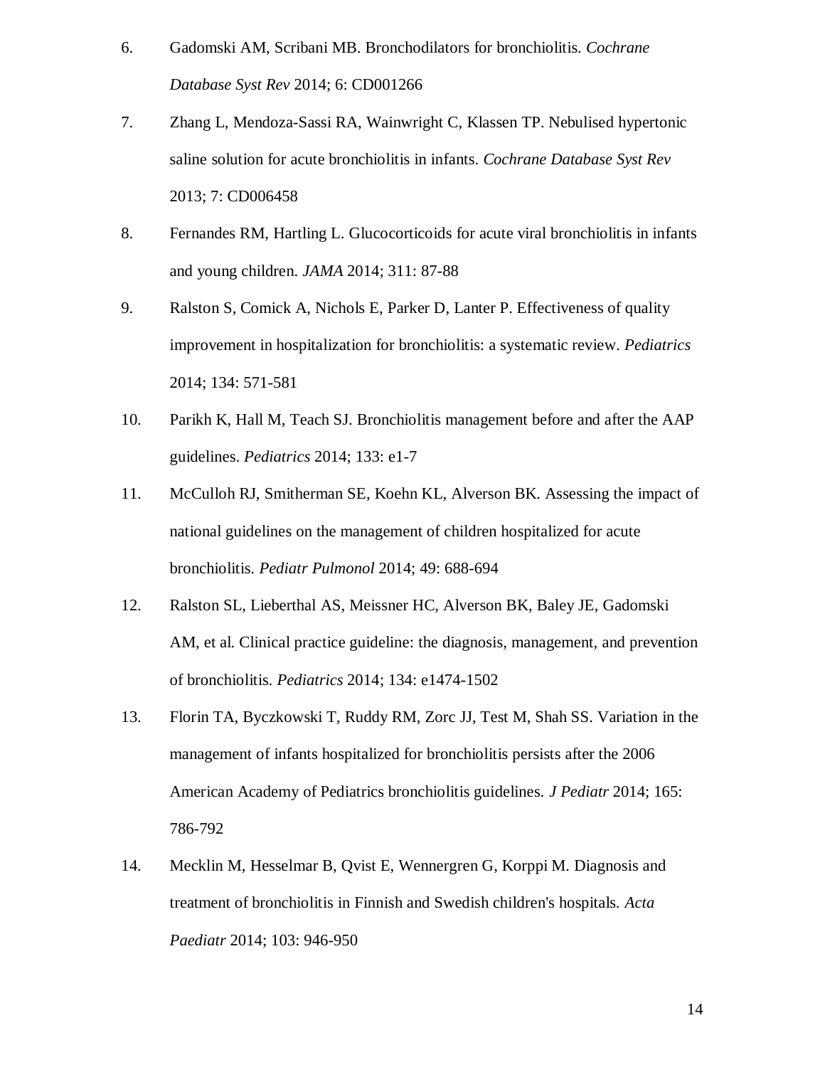6. Gadomski AM, Scribani MB. Bronchodilators for bronchiolitis. *Cochrane Database Syst Rev* 2014; 6: CD001266

7. Zhang L, Mendoza-Sassi RA, Wainwright C, Klassen TP. Nebulised hypertonic saline solution for acute bronchiolitis in infants. *Cochrane Database Syst Rev* 2013; 7: CD006458

8. Fernandes RM, Hartling L. Glucocorticoids for acute viral bronchiolitis in infants and young children. *JAMA* 2014; 311: 87-88

9. Ralston S, Comick A, Nichols E, Parker D, Lanter P. Effectiveness of quality improvement in hospitalization for bronchiolitis: a systematic review. *Pediatrics* 2014; 134: 571-581

10. Parikh K, Hall M, Teach SJ. Bronchiolitis management before and after the AAP guidelines. *Pediatrics* 2014; 133: e1-7

11. McCulloh RJ, Smitherman SE, Koehn KL, Alverson BK. Assessing the impact of national guidelines on the management of children hospitalized for acute bronchiolitis. *Pediatr Pulmonol* 2014; 49: 688-694

12. Ralston SL, Lieberthal AS, Meissner HC, Alverson BK, Baley JE, Gadomski AM, et al. Clinical practice guideline: the diagnosis, management, and prevention of bronchiolitis. *Pediatrics* 2014; 134: e1474-1502

13. Florin TA, Byczkowski T, Ruddy RM, Zorc JJ, Test M, Shah SS. Variation in the management of infants hospitalized for bronchiolitis persists after the 2006 American Academy of Pediatrics bronchiolitis guidelines. *J Pediatr* 2014; 165: 786-792

14. Mecklin M, Hesselmar B, Qvist E, Wennergren G, Korppi M. Diagnosis and treatment of bronchiolitis in Finnish and Swedish children's hospitals. *Acta Paediatr* 2014; 103: 946-950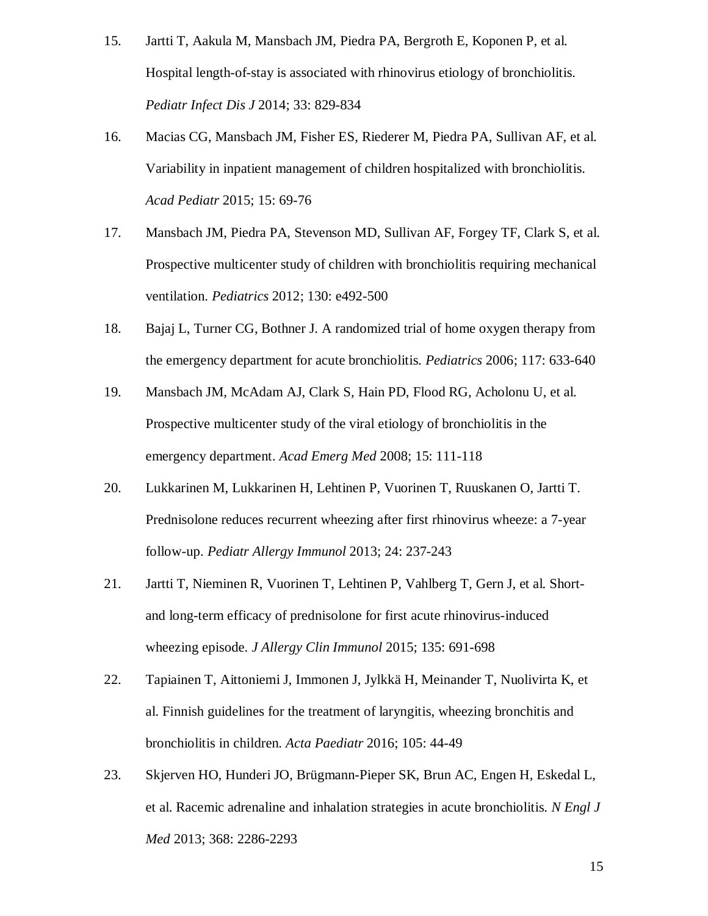15. Jartti T, Aakula M, Mansbach JM, Piedra PA, Bergroth E, Koponen P, et al. Hospital length-of-stay is associated with rhinovirus etiology of bronchiolitis. *Pediatr Infect Dis J* 2014; 33: 829-834

16. Macias CG, Mansbach JM, Fisher ES, Riederer M, Piedra PA, Sullivan AF, et al. Variability in inpatient management of children hospitalized with bronchiolitis. *Acad Pediatr* 2015; 15: 69-76

17. Mansbach JM, Piedra PA, Stevenson MD, Sullivan AF, Forgey TF, Clark S, et al. Prospective multicenter study of children with bronchiolitis requiring mechanical ventilation. *Pediatrics* 2012; 130: e492-500

18. Bajaj L, Turner CG, Bothner J. A randomized trial of home oxygen therapy from the emergency department for acute bronchiolitis. *Pediatrics* 2006; 117: 633-640

19. Mansbach JM, McAdam AJ, Clark S, Hain PD, Flood RG, Acholonu U, et al. Prospective multicenter study of the viral etiology of bronchiolitis in the emergency department. *Acad Emerg Med* 2008; 15: 111-118

20. Lukkarinen M, Lukkarinen H, Lehtinen P, Vuorinen T, Ruuskanen O, Jartti T. Prednisolone reduces recurrent wheezing after first rhinovirus wheeze: a 7-year follow-up. *Pediatr Allergy Immunol* 2013; 24: 237-243

21. Jartti T, Nieminen R, Vuorinen T, Lehtinen P, Vahlberg T, Gern J, et al. Short- and long-term efficacy of prednisolone for first acute rhinovirus-induced wheezing episode. *J Allergy Clin Immunol* 2015; 135: 691-698

22. Tapiainen T, Aittoniemi J, Immonen J, Jylkkä H, Meinander T, Nuolivirta K, et al. Finnish guidelines for the treatment of laryngitis, wheezing bronchitis and bronchiolitis in children. *Acta Paediatr* 2016; 105: 44-49

23. Skjerven HO, Hunderi JO, Brügmann-Pieper SK, Brun AC, Engen H, Eskedal L, et al. Racemic adrenaline and inhalation strategies in acute bronchiolitis. *N Engl J Med* 2013; 368: 2286-2293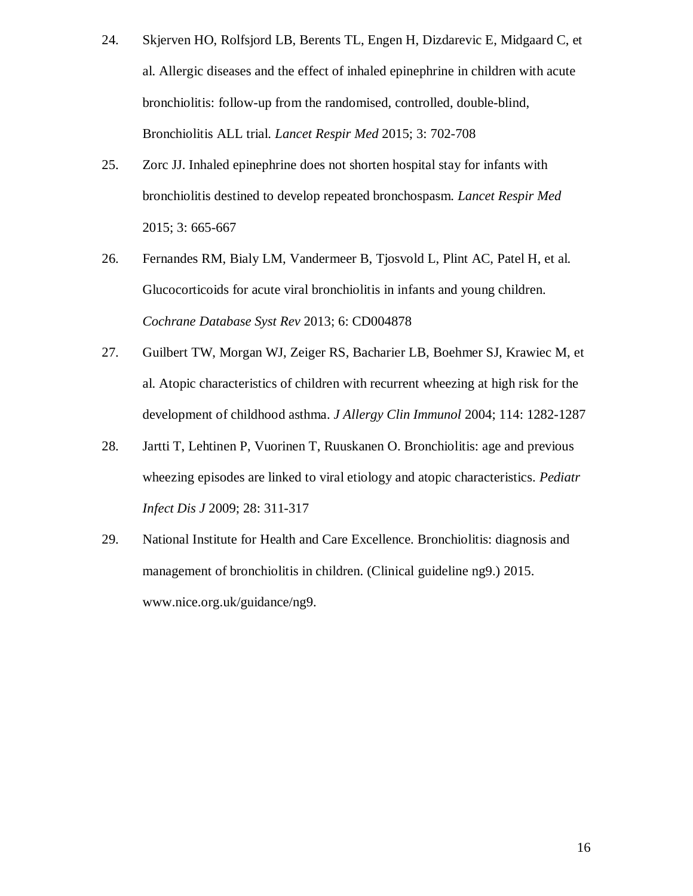24. Skjerven HO, Rolfsjord LB, Berents TL, Engen H, Dizdarevic E, Midgaard C, et al. Allergic diseases and the effect of inhaled epinephrine in children with acute bronchiolitis: follow-up from the randomised, controlled, double-blind, Bronchiolitis ALL trial. *Lancet Respir Med* 2015; 3: 702-708

25. Zorc JJ. Inhaled epinephrine does not shorten hospital stay for infants with bronchiolitis destined to develop repeated bronchospasm. *Lancet Respir Med* 2015; 3: 665-667

26. Fernandes RM, Bialy LM, Vandermeer B, Tjosvold L, Plint AC, Patel H, et al. Glucocorticoids for acute viral bronchiolitis in infants and young children. *Cochrane Database Syst Rev* 2013; 6: CD004878

27. Guilbert TW, Morgan WJ, Zeiger RS, Bacharier LB, Boehmer SJ, Krawiec M, et al. Atopic characteristics of children with recurrent wheezing at high risk for the development of childhood asthma. *J Allergy Clin Immunol* 2004; 114: 1282-1287

28. Jartti T, Lehtinen P, Vuorinen T, Ruuskanen O. Bronchiolitis: age and previous wheezing episodes are linked to viral etiology and atopic characteristics. *Pediatr Infect Dis J* 2009; 28: 311-317

29. National Institute for Health and Care Excellence. Bronchiolitis: diagnosis and management of bronchiolitis in children. (Clinical guideline ng9.) 2015. www.nice.org.uk/guidance/ng9.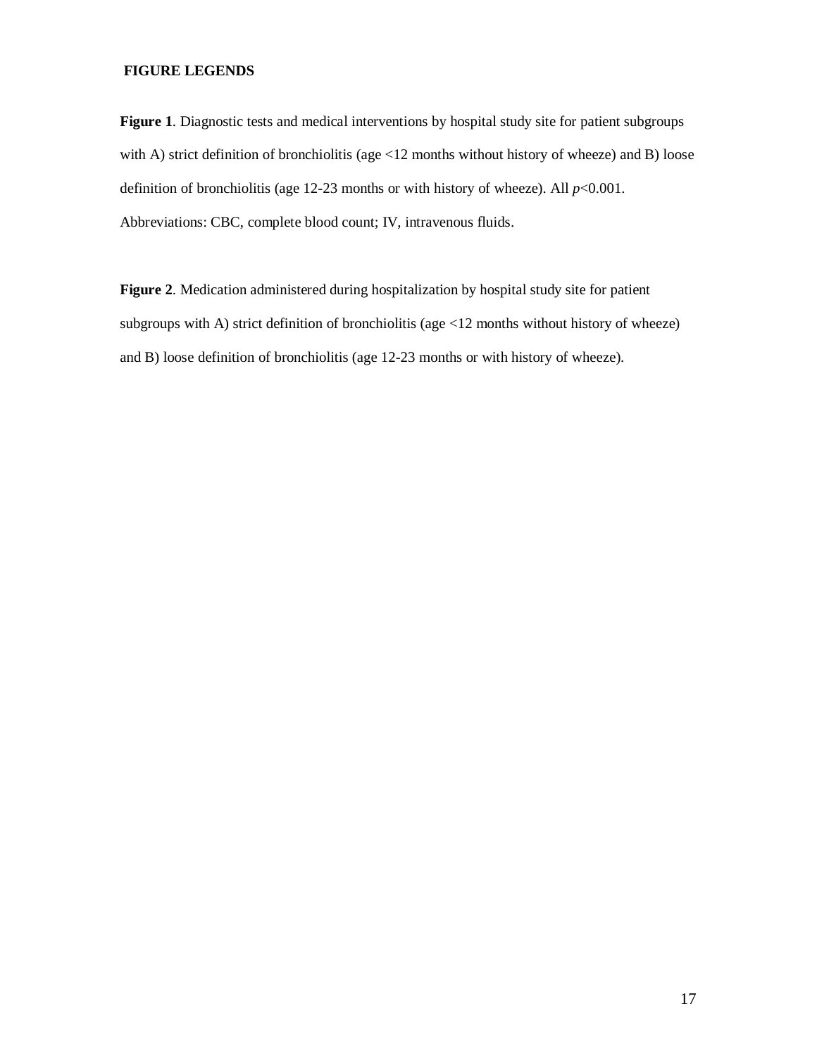## FIGURE LEGENDS

**Figure 1**. Diagnostic tests and medical interventions by hospital study site for patient subgroups with A) strict definition of bronchiolitis (age <12 months without history of wheeze) and B) loose definition of bronchiolitis (age 12-23 months or with history of wheeze). All $p<0.001$. Abbreviations: CBC, complete blood count; IV, intravenous fluids.

**Figure 2**. Medication administered during hospitalization by hospital study site for patient subgroups with A) strict definition of bronchiolitis (age <12 months without history of wheeze) and B) loose definition of bronchiolitis (age 12-23 months or with history of wheeze).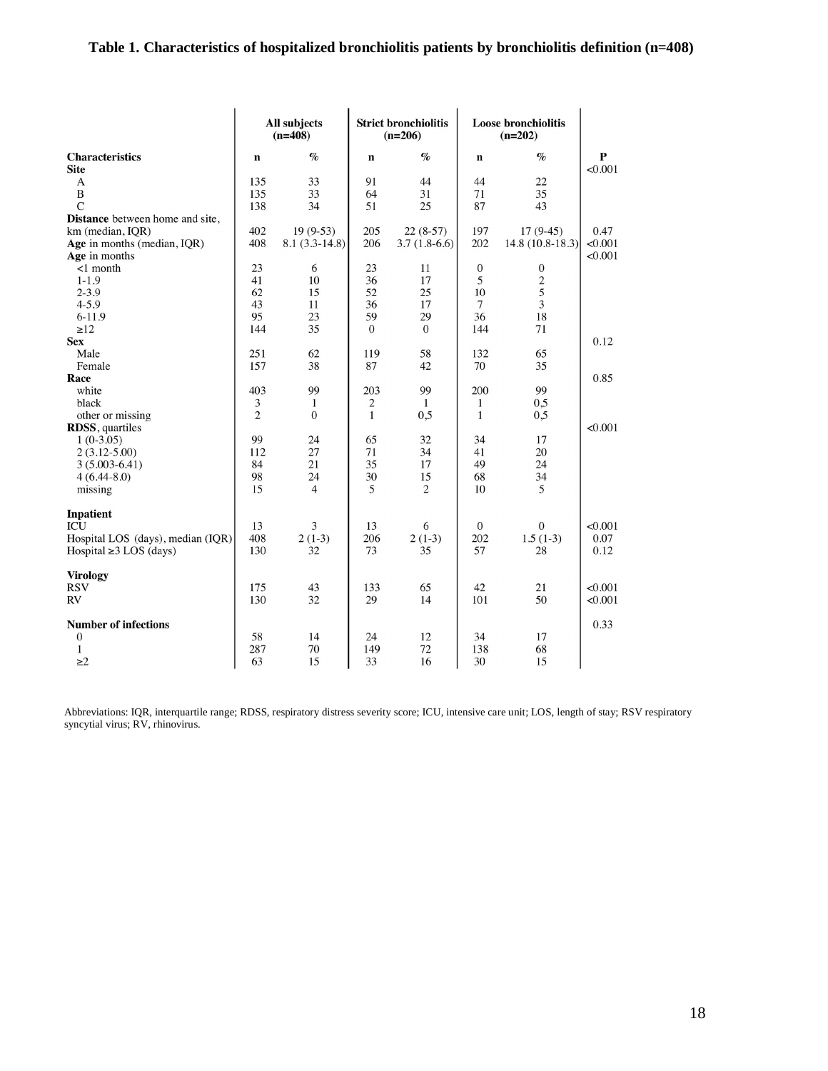**Table 1. Characteristics of hospitalized bronchiolitis patients by bronchiolitis definition (n=408)**

| | All subjects (n=408) | | Strict bronchiolitis (n=206) | | Loose bronchiolitis (n=202) | | |
|---|---|---|---|---|---|---|---|
| **Characteristics** | **n** | **%** | **n** | **%** | **n** | **%** | **P** |
| **Site** | | | | | | | <0.001 |
| A | 135 | 33 | 91 | 44 | 44 | 22 | |
| B | 135 | 33 | 64 | 31 | 71 | 35 | |
| C | 138 | 34 | 51 | 25 | 87 | 43 | |
| **Distance** between home and site, km (median, IQR) | 402 | 19 (9-53) | 205 | 22 (8-57) | 197 | 17 (9-45) | 0.47 |
| **Age** in months (median, IQR) | 408 | 8.1 (3.3-14.8) | 206 | 3.7 (1.8-6.6) | 202 | 14.8 (10.8-18.3) | <0.001 |
| **Age** in months | | | | | | | <0.001 |
| <1 month | 23 | 6 | 23 | 11 | 0 | 0 | |
| 1-1.9 | 41 | 10 | 36 | 17 | 5 | 2 | |
| 2-3.9 | 62 | 15 | 52 | 25 | 10 | 5 | |
| 4-5.9 | 43 | 11 | 36 | 17 | 7 | 3 | |
| 6-11.9 | 95 | 23 | 59 | 29 | 36 | 18 | |
| ≥12 | 144 | 35 | 0 | 0 | 144 | 71 | |
| **Sex** | | | | | | | 0.12 |
| Male | 251 | 62 | 119 | 58 | 132 | 65 | |
| Female | 157 | 38 | 87 | 42 | 70 | 35 | |
| **Race** | | | | | | | 0.85 |
| white | 403 | 99 | 203 | 99 | 200 | 99 | |
| black | 3 | 1 | 2 | 1 | 1 | 0,5 | |
| other or missing | 2 | 0 | 1 | 0,5 | 1 | 0,5 | |
| **RDSS**, quartiles | | | | | | | <0.001 |
| 1 (0-3.05) | 99 | 24 | 65 | 32 | 34 | 17 | |
| 2 (3.12-5.00) | 112 | 27 | 71 | 34 | 41 | 20 | |
| 3 (5.003-6.41) | 84 | 21 | 35 | 17 | 49 | 24 | |
| 4 (6.44-8.0) | 98 | 24 | 30 | 15 | 68 | 34 | |
| missing | 15 | 4 | 5 | 2 | 10 | 5 | |
| **Inpatient** | | | | | | | |
| ICU | 13 | 3 | 13 | 6 | 0 | 0 | <0.001 |
| Hospital LOS (days), median (IQR) | 408 | 2 (1-3) | 206 | 2 (1-3) | 202 | 1.5 (1-3) | 0.07 |
| Hospital ≥3 LOS (days) | 130 | 32 | 73 | 35 | 57 | 28 | 0.12 |
| **Virology** | | | | | | | |
| RSV | 175 | 43 | 133 | 65 | 42 | 21 | <0.001 |
| RV | 130 | 32 | 29 | 14 | 101 | 50 | <0.001 |
| **Number of infections** | | | | | | | 0.33 |
| 0 | 58 | 14 | 24 | 12 | 34 | 17 | |
| 1 | 287 | 70 | 149 | 72 | 138 | 68 | |
| ≥2 | 63 | 15 | 33 | 16 | 30 | 15 | |

Abbreviations: IQR, interquartile range; RDSS, respiratory distress severity score; ICU, intensive care unit; LOS, length of stay; RSV respiratory syncytial virus; RV, rhinovirus.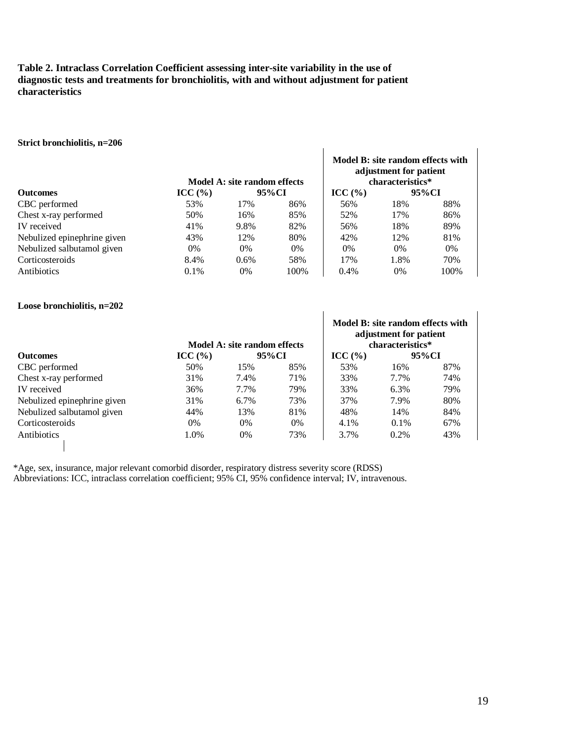**Table 2. Intraclass Correlation Coefficient assessing inter-site variability in the use of diagnostic tests and treatments for bronchiolitis, with and without adjustment for patient characteristics**

**Strict bronchiolitis, n=206**

| | Model A: site random effects | | | Model B: site random effects with adjustment for patient characteristics* | | |
|---|---|---|---|---|---|---|
| **Outcomes** | **ICC (%)** | **95%CI** | | **ICC (%)** | **95%CI** | |
| CBC performed | 53% | 17% | 86% | 56% | 18% | 88% |
| Chest x-ray performed | 50% | 16% | 85% | 52% | 17% | 86% |
| IV received | 41% | 9.8% | 82% | 56% | 18% | 89% |
| Nebulized epinephrine given | 43% | 12% | 80% | 42% | 12% | 81% |
| Nebulized salbutamol given | 0% | 0% | 0% | 0% | 0% | 0% |
| Corticosteroids | 8.4% | 0.6% | 58% | 17% | 1.8% | 70% |
| Antibiotics | 0.1% | 0% | 100% | 0.4% | 0% | 100% |

**Loose bronchiolitis, n=202**

| | Model A: site random effects | | | Model B: site random effects with adjustment for patient characteristics* | | |
|---|---|---|---|---|---|---|
| **Outcomes** | **ICC (%)** | **95%CI** | | **ICC (%)** | **95%CI** | |
| CBC performed | 50% | 15% | 85% | 53% | 16% | 87% |
| Chest x-ray performed | 31% | 7.4% | 71% | 33% | 7.7% | 74% |
| IV received | 36% | 7.7% | 79% | 33% | 6.3% | 79% |
| Nebulized epinephrine given | 31% | 6.7% | 73% | 37% | 7.9% | 80% |
| Nebulized salbutamol given | 44% | 13% | 81% | 48% | 14% | 84% |
| Corticosteroids | 0% | 0% | 0% | 4.1% | 0.1% | 67% |
| Antibiotics | 1.0% | 0% | 73% | 3.7% | 0.2% | 43% |

*Age, sex, insurance, major relevant comorbid disorder, respiratory distress severity score (RDSS)
Abbreviations: ICC, intraclass correlation coefficient; 95% CI, 95% confidence interval; IV, intravenous.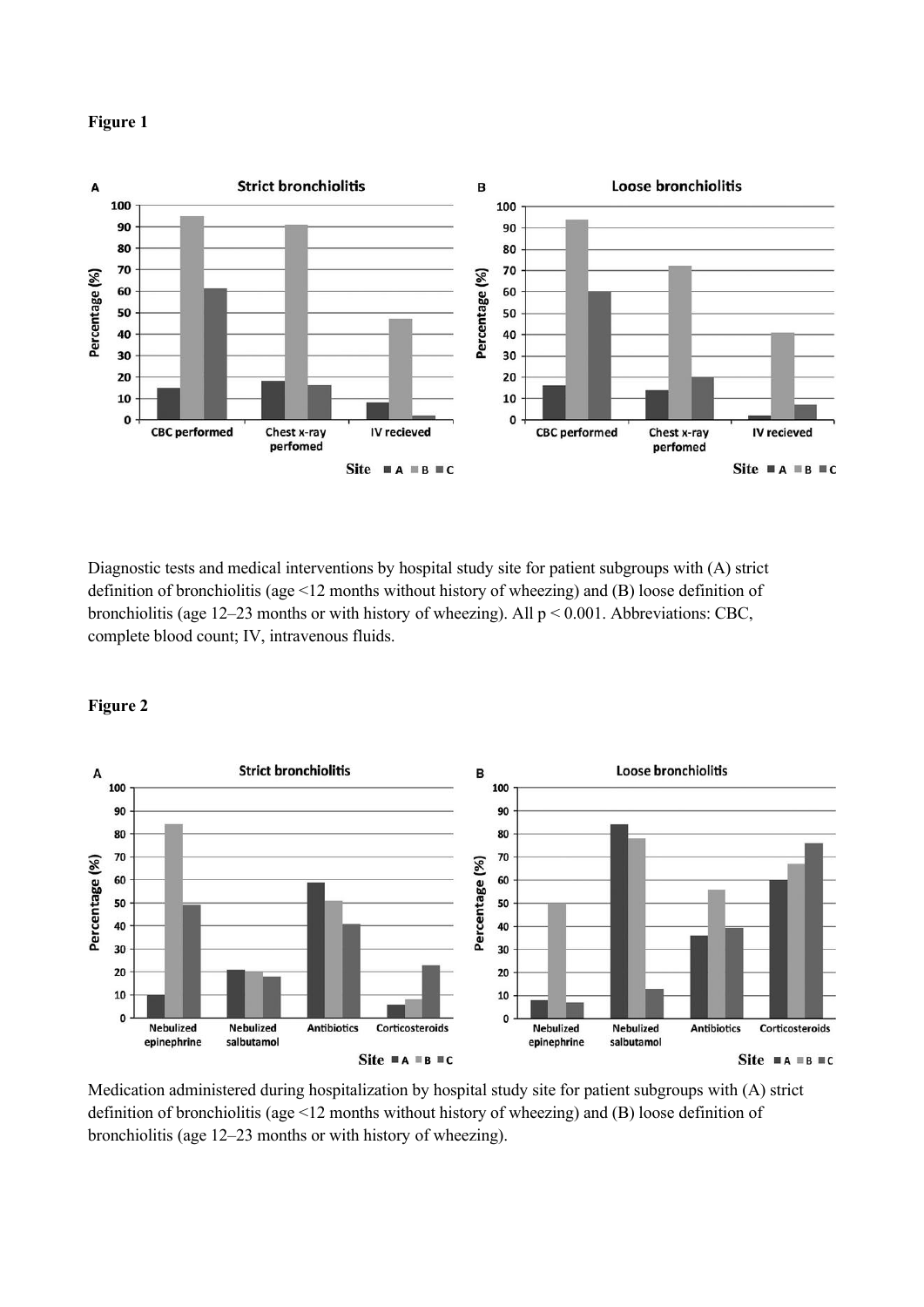**Figure 1**

A

Strict bronchiolitis

Percentage (%)

100
90
80
70
60
50
40
30
20
10
0

CBC performed
Chest x-ray perfomed
IV recieved

Site ■ A ■ B ■ C

B

Loose bronchiolitis

Percentage (%)

100
90
80
70
60
50
40
30
20
10
0

CBC performed
Chest x-ray perfomed
IV recieved

Site ■ A ■ B ■ C

Diagnostic tests and medical interventions by hospital study site for patient subgroups with (A) strict definition of bronchiolitis (age <12 months without history of wheezing) and (B) loose definition of bronchiolitis (age 12–23 months or with history of wheezing). All $p < 0.001$. Abbreviations: CBC, complete blood count; IV, intravenous fluids.

**Figure 2**

A

Strict bronchiolitis

Percentage (%)

100
90
80
70
60
50
40
30
20
10
0

Nebulized epinephrine
Nebulized salbutamol
Antibiotics
Corticosteroids

Site ■ A ■ B ■ C

B

Loose bronchiolitis

Percentage (%)

100
90
80
70
60
50
40
30
20
10
0

Nebulized epinephrine
Nebulized salbutamol
Antibiotics
Corticosteroids

Site ■ A ■ B ■ C

Medication administered during hospitalization by hospital study site for patient subgroups with (A) strict definition of bronchiolitis (age <12 months without history of wheezing) and (B) loose definition of bronchiolitis (age 12–23 months or with history of wheezing).